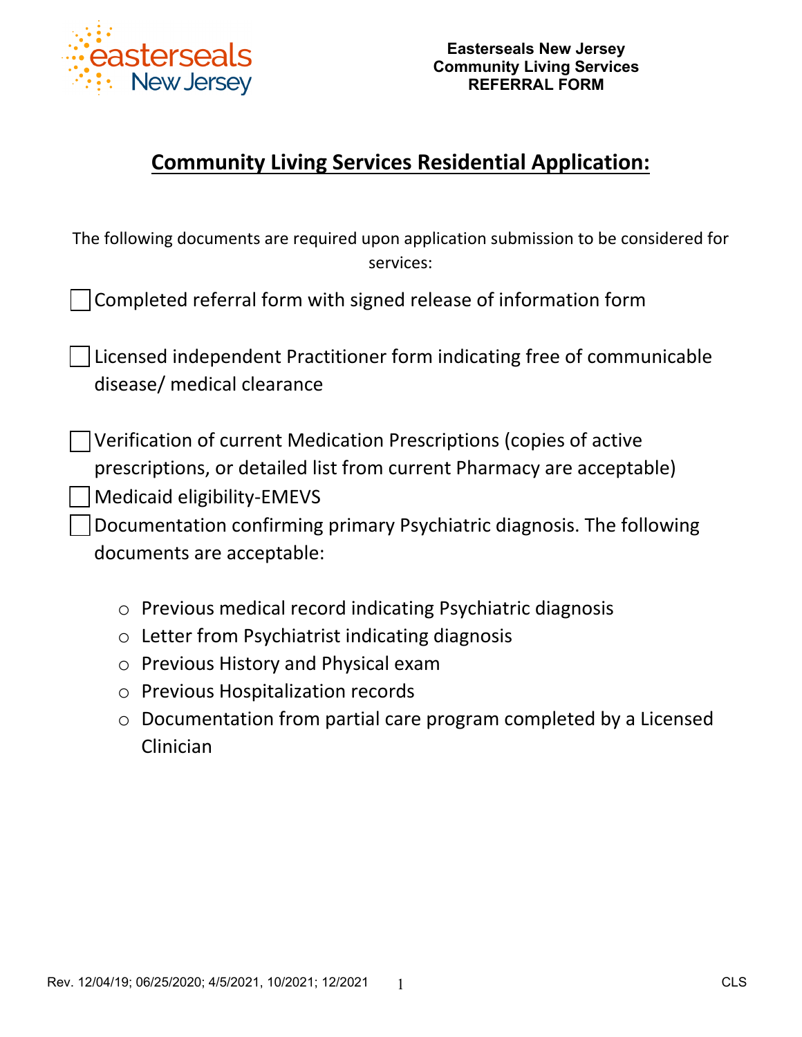**Easterseals New Jersey**
**Community Living Services**
**REFERRAL FORM**

# Community Living Services Residential Application:

The following documents are required upon application submission to be considered for services:

- ☐ Completed referral form with signed release of information form
- ☐ Licensed independent Practitioner form indicating free of communicable disease/ medical clearance
- ☐ Verification of current Medication Prescriptions (copies of active prescriptions, or detailed list from current Pharmacy are acceptable)
- ☐ Medicaid eligibility-EMEVS
- ☐ Documentation confirming primary Psychiatric diagnosis. The following documents are acceptable:
  - Previous medical record indicating Psychiatric diagnosis
  - Letter from Psychiatrist indicating diagnosis
  - Previous History and Physical exam
  - Previous Hospitalization records
  - Documentation from partial care program completed by a Licensed Clinician

Rev. 12/04/19; 06/25/2020; 4/5/2021, 10/2021; 12/2021 CLS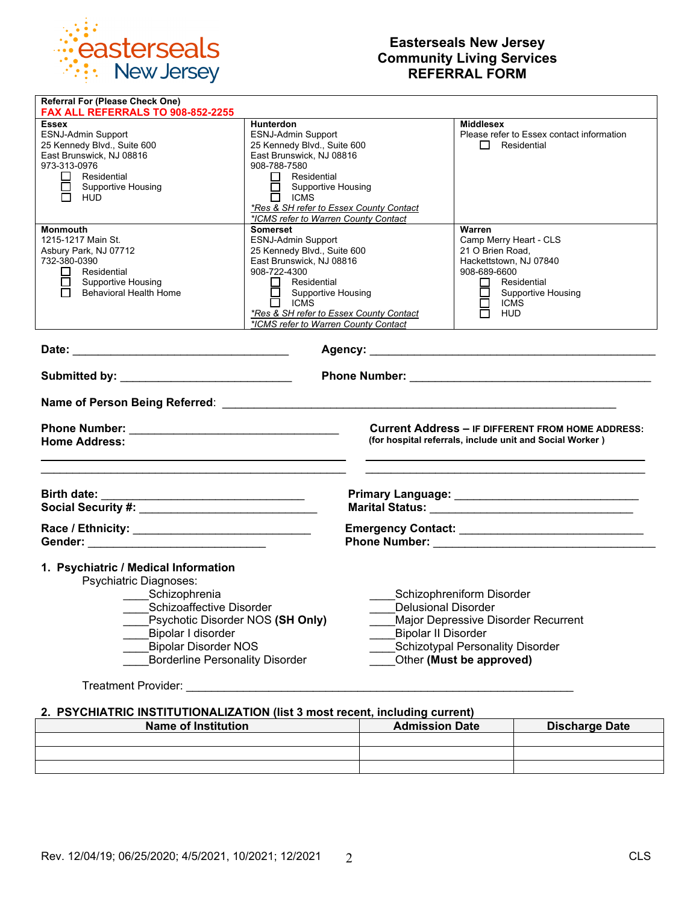# Easterseals New Jersey
# Community Living Services
# REFERRAL FORM

**Referral For (Please Check One)**
**FAX ALL REFERRALS TO 908-852-2255**

| **Essex** | **Hunterdon** | **Middlesex** |
|---|---|---|
| ESNJ-Admin Support<br>25 Kennedy Blvd., Suite 600<br>East Brunswick, NJ 08816<br>973-313-0976<br>☐ Residential<br>☐ Supportive Housing<br>☐ HUD | ESNJ-Admin Support<br>25 Kennedy Blvd., Suite 600<br>East Brunswick, NJ 08816<br>908-788-7580<br>☐ Residential<br>☐ Supportive Housing<br>☐ ICMS<br>*\*Res & SH refer to Essex County Contact*<br>*\*ICMS refer to Warren County Contact* | Please refer to Essex contact information<br>☐ Residential |
| **Monmouth** | **Somerset** | **Warren** |
| 1215-1217 Main St.<br>Asbury Park, NJ 07712<br>732-380-0390<br>☐ Residential<br>☐ Supportive Housing<br>☐ Behavioral Health Home | ESNJ-Admin Support<br>25 Kennedy Blvd., Suite 600<br>East Brunswick, NJ 08816<br>908-722-4300<br>☐ Residential<br>☐ Supportive Housing<br>☐ ICMS<br>*\*Res & SH refer to Essex County Contact*<br>*\*ICMS refer to Warren County Contact* | Camp Merry Heart - CLS<br>21 O Brien Road,<br>Hackettstown, NJ 07840<br>908-689-6600<br>☐ Residential<br>☐ Supportive Housing<br>☐ ICMS<br>☐ HUD |

**Date:** ______________________________ **Agency:** ______________________________

**Submitted by:** ______________________________ **Phone Number:** ______________________________

**Name of Person Being Referred**: ______________________________________________

**Phone Number:** ______________________________

**Home Address:**

______________________________________________

______________________________________________

**Current Address – IF DIFFERENT FROM HOME ADDRESS:**
**(for hospital referrals, include unit and Social Worker )**

______________________________________________

______________________________________________

**Birth date:** ______________________________

**Social Security #:** ______________________________

**Primary Language:** ______________________________

**Marital Status:** ______________________________

**Race / Ethnicity:** ______________________________

**Gender:** ______________________________

**Emergency Contact:** ______________________________

**Phone Number:** ______________________________

## 1. Psychiatric / Medical Information

Psychiatric Diagnoses:

____Schizophrenia
____Schizoaffective Disorder
____Psychotic Disorder NOS **(SH Only)**
____Bipolar I disorder
____Bipolar Disorder NOS
____Borderline Personality Disorder
____Schizophreniform Disorder
____Delusional Disorder
____Major Depressive Disorder Recurrent
____Bipolar II Disorder
____Schizotypal Personality Disorder
____Other **(Must be approved)**

Treatment Provider: ______________________________________________

## 2. PSYCHIATRIC INSTITUTIONALIZATION (list 3 most recent, including current)

| Name of Institution | Admission Date | Discharge Date |
|---|---|---|
| | | |
| | | |
| | | |

Rev. 12/04/19; 06/25/2020; 4/5/2021, 10/2021; 12/2021 CLS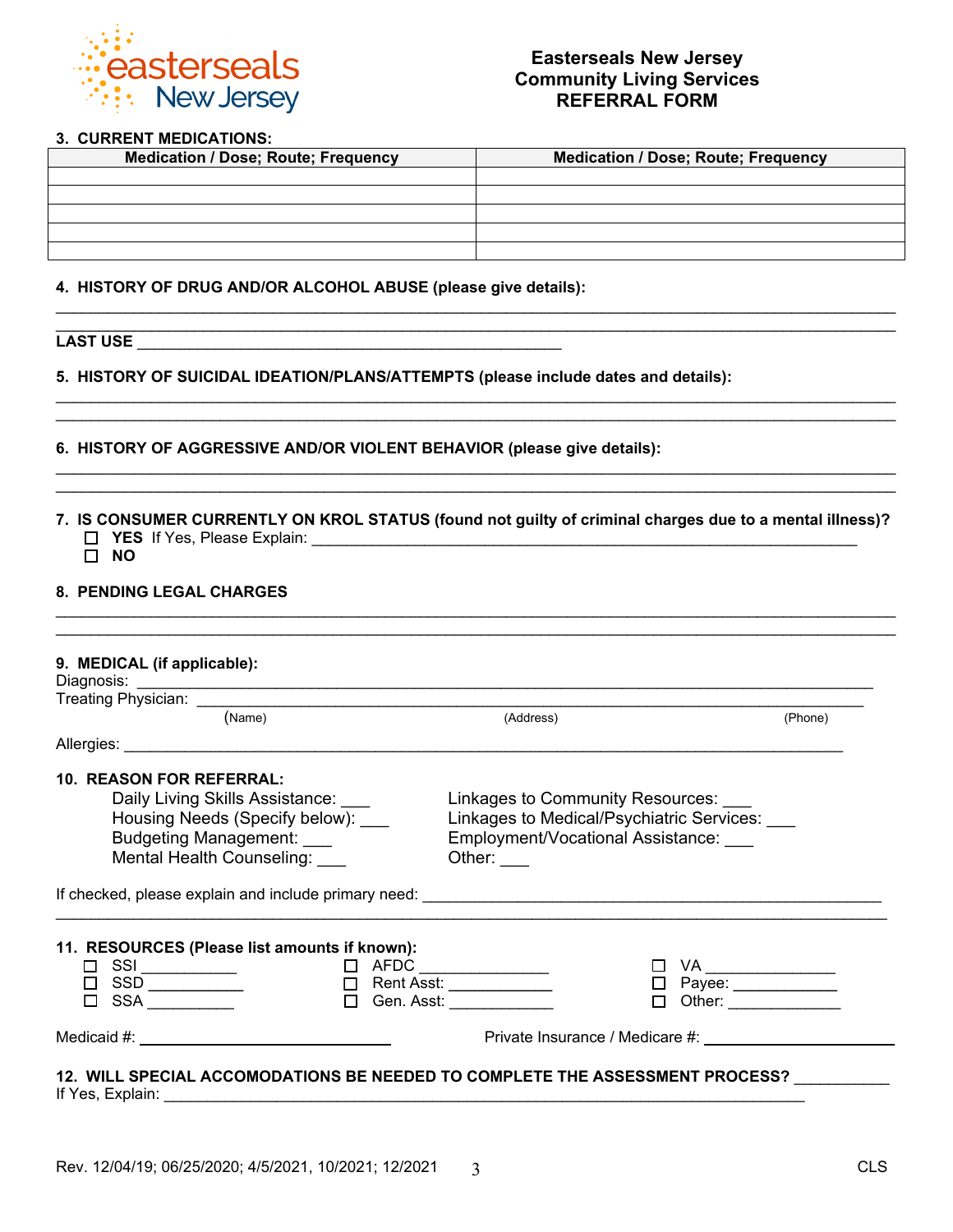# Easterseals New Jersey
## Community Living Services
## REFERRAL FORM

**3. CURRENT MEDICATIONS:**

| Medication / Dose; Route; Frequency | Medication / Dose; Route; Frequency |
|---|---|
| | |
| | |
| | |
| | |
| | |

**4. HISTORY OF DRUG AND/OR ALCOHOL ABUSE (please give details):**

______________________________________________________________________________________

______________________________________________________________________________________

**LAST USE** ____________________________________________

**5. HISTORY OF SUICIDAL IDEATION/PLANS/ATTEMPTS (please include dates and details):**

______________________________________________________________________________________

______________________________________________________________________________________

**6. HISTORY OF AGGRESSIVE AND/OR VIOLENT BEHAVIOR (please give details):**

______________________________________________________________________________________

______________________________________________________________________________________

**7. IS CONSUMER CURRENTLY ON KROL STATUS (found not guilty of criminal charges due to a mental illness)?**

☐ **YES** If Yes, Please Explain: ________________________________________________________

☐ **NO**

**8. PENDING LEGAL CHARGES**

______________________________________________________________________________________

______________________________________________________________________________________

**9. MEDICAL (if applicable):**

Diagnosis: ____________________________________________________________________________

Treating Physician: ______________________________________________________________________

(Name) (Address) (Phone)

Allergies: ____________________________________________________________________________

**10. REASON FOR REFERRAL:**

Daily Living Skills Assistance: ___

Housing Needs (Specify below): ___

Budgeting Management: ___

Mental Health Counseling: ___

Linkages to Community Resources: ___

Linkages to Medical/Psychiatric Services: ___

Employment/Vocational Assistance: ___

Other: ___

If checked, please explain and include primary need: ______________________________________________

______________________________________________________________________________________

**11. RESOURCES (Please list amounts if known):**

☐ SSI __________

☐ SSD __________

☐ SSA __________

☐ AFDC ______________

☐ Rent Asst: ___________

☐ Gen. Asst: ___________

☐ VA ______________

☐ Payee: ___________

☐ Other: ____________

Medicaid #: ____________________________ Private Insurance / Medicare #: ____________________

**12. WILL SPECIAL ACCOMODATIONS BE NEEDED TO COMPLETE THE ASSESSMENT PROCESS?** __________

If Yes, Explain: ________________________________________________________________________

Rev. 12/04/19; 06/25/2020; 4/5/2021, 10/2021; 12/2021 CLS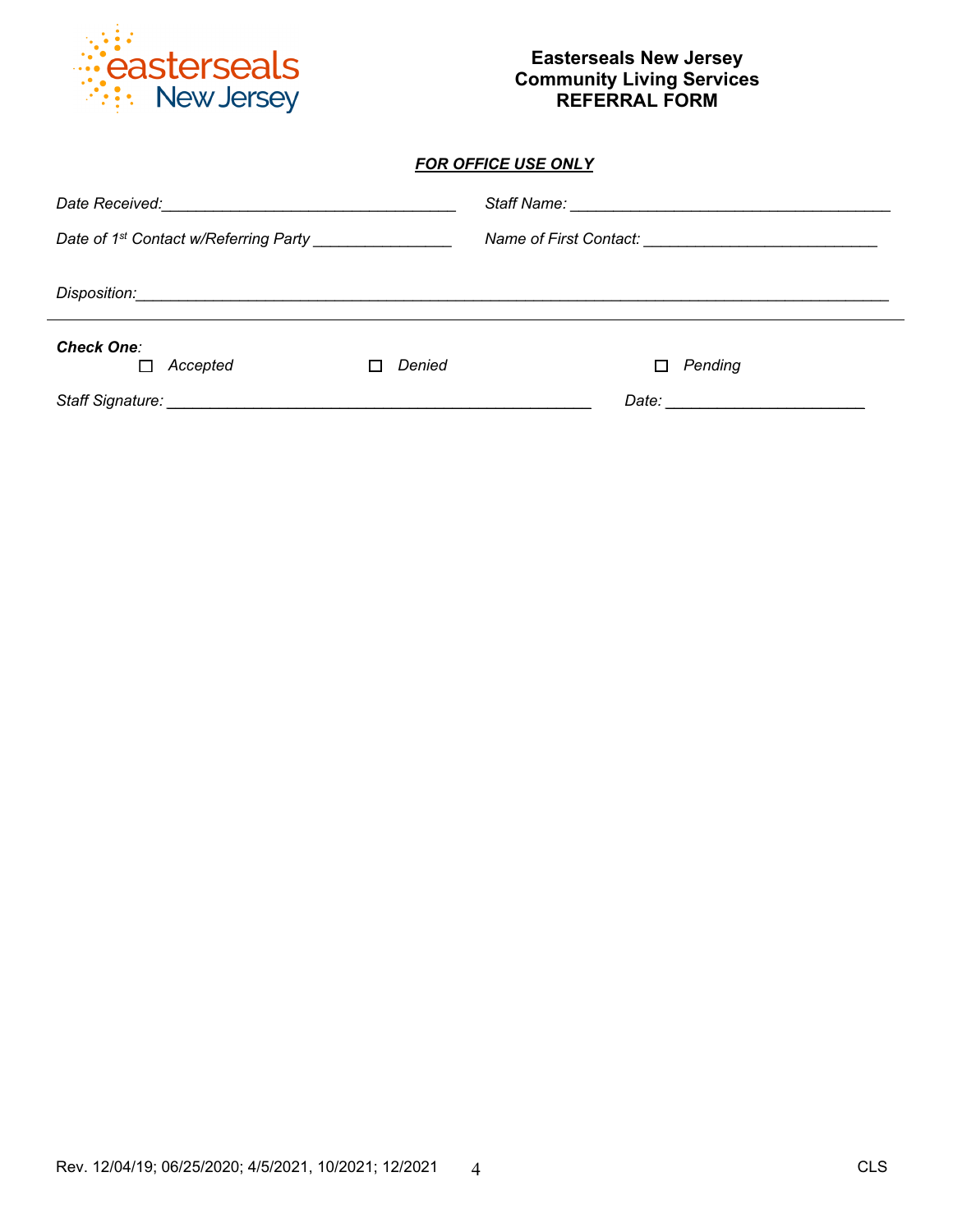**Easterseals New Jersey**
**Community Living Services**
**REFERRAL FORM**

***FOR OFFICE USE ONLY***

*Date Received:*___________________________________ *Staff Name:* _____________________________________

*Date of 1st Contact w/Referring Party* ________________ *Name of First Contact:* ___________________________

*Disposition:*_______________________________________________________________________________________

---

***Check One:***

☐ *Accepted* ☐ *Denied* ☐ *Pending*

*Staff Signature:* __________________________________________________ *Date:* _______________________

Rev. 12/04/19; 06/25/2020; 4/5/2021, 10/2021; 12/2021 CLS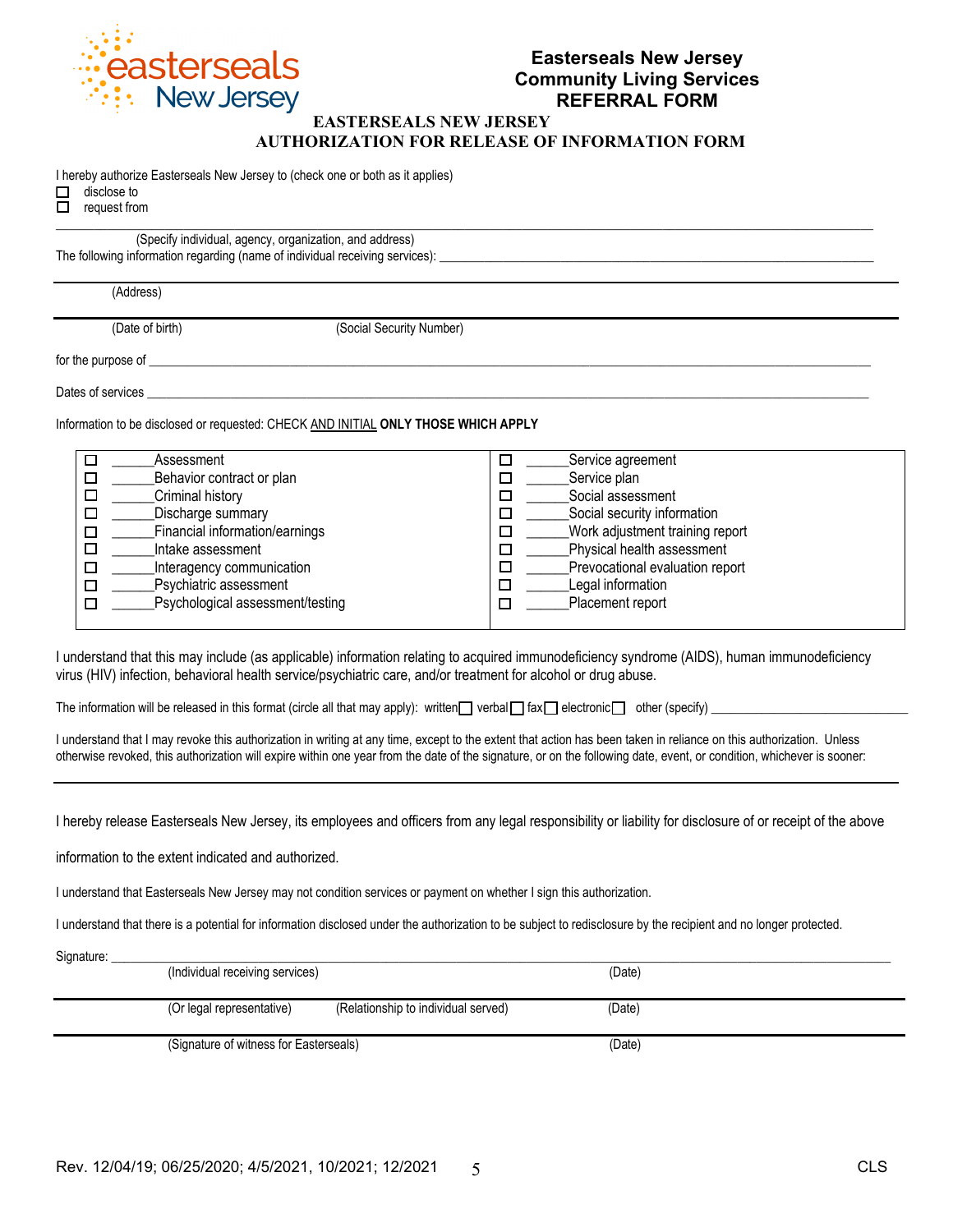**Easterseals New Jersey**
**Community Living Services**
**REFERRAL FORM**

## EASTERSEALS NEW JERSEY
## AUTHORIZATION FOR RELEASE OF INFORMATION FORM

I hereby authorize Easterseals New Jersey to (check one or both as it applies)

☐ disclose to
☐ request from

_______________________________________________________________________________

(Specify individual, agency, organization, and address)

The following information regarding (name of individual receiving services): ____________________________________

_______________________________________________________________________________

(Address)

_______________________________________________________________________________

(Date of birth) (Social Security Number)

for the purpose of _______________________________________________________________

Dates of services _______________________________________________________________

Information to be disclosed or requested: CHECK AND INITIAL **ONLY THOSE WHICH APPLY**

| | |
|---|---|
| ☐ ______Assessment | ☐ ______Service agreement |
| ☐ ______Behavior contract or plan | ☐ ______Service plan |
| ☐ ______Criminal history | ☐ ______Social assessment |
| ☐ ______Discharge summary | ☐ ______Social security information |
| ☐ ______Financial information/earnings | ☐ ______Work adjustment training report |
| ☐ ______Intake assessment | ☐ ______Physical health assessment |
| ☐ ______Interagency communication | ☐ ______Prevocational evaluation report |
| ☐ ______Psychiatric assessment | ☐ ______Legal information |
| ☐ ______Psychological assessment/testing | ☐ ______Placement report |

I understand that this may include (as applicable) information relating to acquired immunodeficiency syndrome (AIDS), human immunodeficiency virus (HIV) infection, behavioral health service/psychiatric care, and/or treatment for alcohol or drug abuse.

The information will be released in this format (circle all that may apply): written☐ verbal☐ fax☐ electronic☐ other (specify) ____________________

I understand that I may revoke this authorization in writing at any time, except to the extent that action has been taken in reliance on this authorization. Unless otherwise revoked, this authorization will expire within one year from the date of the signature, or on the following date, event, or condition, whichever is sooner:

_______________________________________________________________________________

I hereby release Easterseals New Jersey, its employees and officers from any legal responsibility or liability for disclosure of or receipt of the above information to the extent indicated and authorized.

I understand that Easterseals New Jersey may not condition services or payment on whether I sign this authorization.

I understand that there is a potential for information disclosed under the authorization to be subject to redisclosure by the recipient and no longer protected.

Signature: _____________________________________________________________________

(Individual receiving services) (Date)

_______________________________________________________________________________

(Or legal representative) (Relationship to individual served) (Date)

_______________________________________________________________________________

(Signature of witness for Easterseals) (Date)

Rev. 12/04/19; 06/25/2020; 4/5/2021, 10/2021; 12/2021 CLS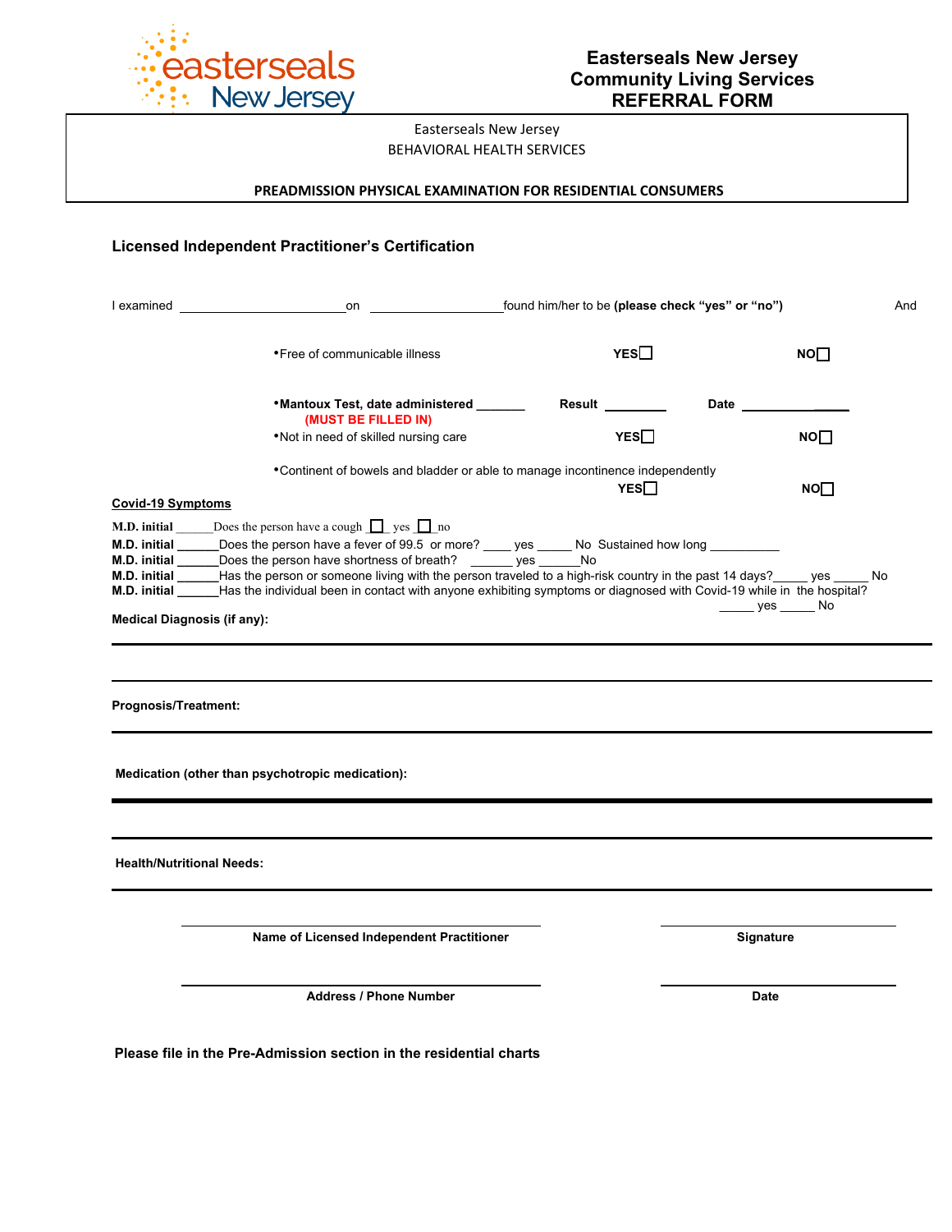# Easterseals New Jersey Community Living Services REFERRAL FORM

Easterseals New Jersey
BEHAVIORAL HEALTH SERVICES

**PREADMISSION PHYSICAL EXAMINATION FOR RESIDENTIAL CONSUMERS**

### Licensed Independent Practitioner's Certification

I examined ______________________ on ________________ found him/her to be **(please check "yes" or "no")** And

- Free of communicable illness YES☐ NO☐
- **Mantoux Test, date administered** _______ **Result** ________ **Date** ____________
  **(MUST BE FILLED IN)**
- Not in need of skilled nursing care YES☐ NO☐
- Continent of bowels and bladder or able to manage incontinence independently YES☐ NO☐

**Covid-19 Symptoms**

**M.D. initial** ______Does the person have a cough ☐ yes ☐ no
**M.D. initial** ______Does the person have a fever of 99.5 or more? ____ yes _____ No Sustained how long __________
**M.D. initial** ______Does the person have shortness of breath? ______ yes ______No
**M.D. initial** ______Has the person or someone living with the person traveled to a high-risk country in the past 14 days?_____ yes _____ No
**M.D. initial** ______Has the individual been in contact with anyone exhibiting symptoms or diagnosed with Covid-19 while in the hospital? _____ yes _____ No

**Medical Diagnosis (if any):**

**Prognosis/Treatment:**

**Medication (other than psychotropic medication):**

**Health/Nutritional Needs:**

**Name of Licensed Independent Practitioner** ______________________ **Signature** ______________________

**Address / Phone Number** ______________________ **Date** ______________________

**Please file in the Pre-Admission section in the residential charts**